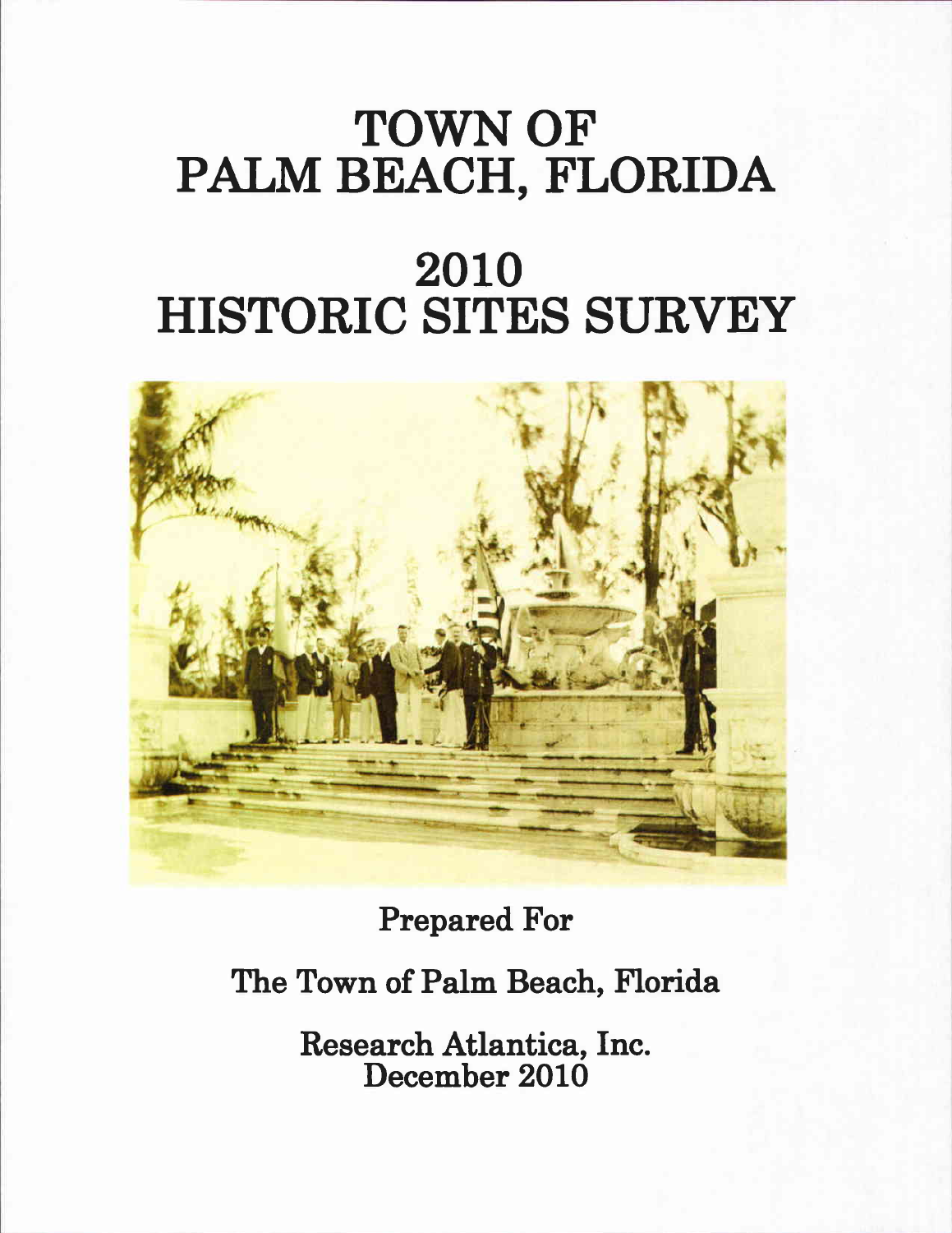# TOWN OF PALM BEACH, FLORIDA

# 2010 HISTORIC SITES SURVEY

Prepared For

The Town of Palm Beach, Florida

Research Atlantica, Inc.
December 2010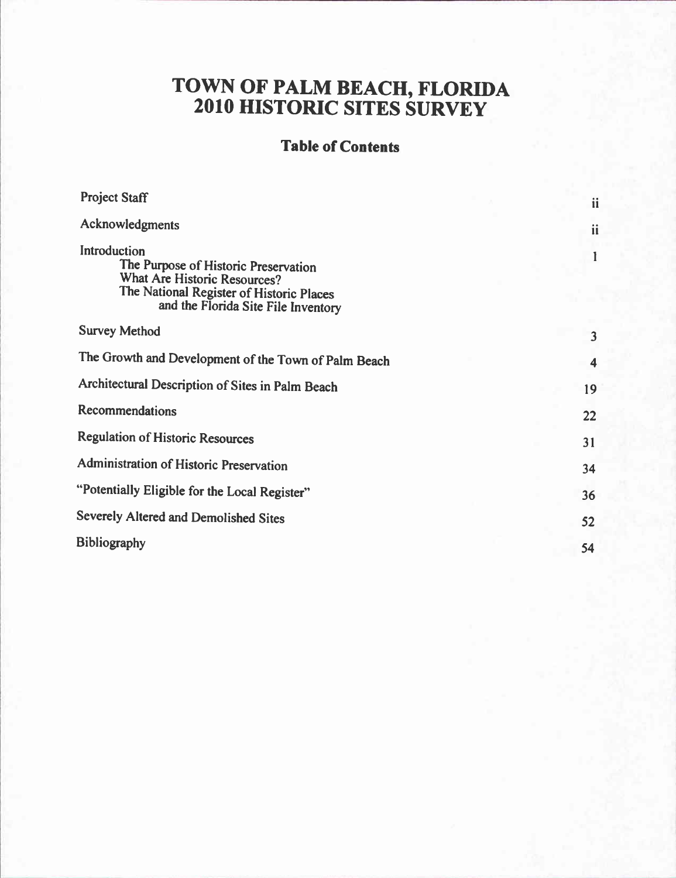# TOWN OF PALM BEACH, FLORIDA
# 2010 HISTORIC SITES SURVEY

## Table of Contents

| | |
|---|---|
| Project Staff | ii |
| Acknowledgments | ii |
| Introduction<br>The Purpose of Historic Preservation<br>What Are Historic Resources?<br>The National Register of Historic Places<br>and the Florida Site File Inventory | 1 |
| Survey Method | 3 |
| The Growth and Development of the Town of Palm Beach | 4 |
| Architectural Description of Sites in Palm Beach | 19 |
| Recommendations | 22 |
| Regulation of Historic Resources | 31 |
| Administration of Historic Preservation | 34 |
| "Potentially Eligible for the Local Register" | 36 |
| Severely Altered and Demolished Sites | 52 |
| Bibliography | 54 |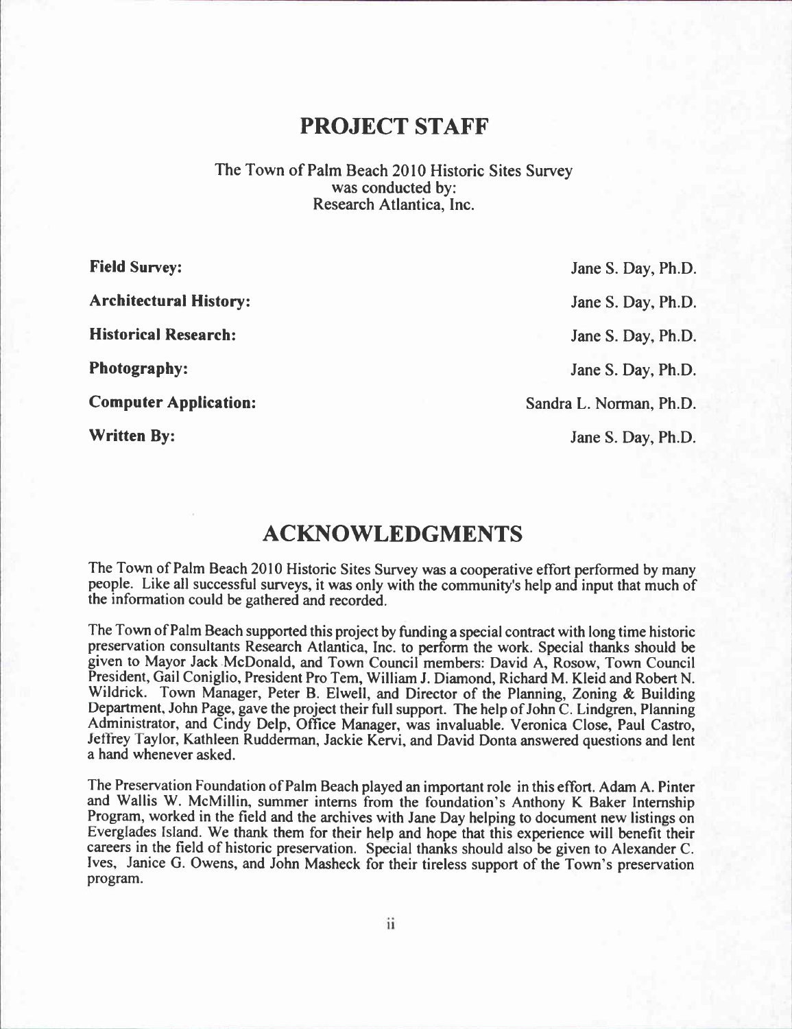# PROJECT STAFF

The Town of Palm Beach 2010 Historic Sites Survey
was conducted by:
Research Atlantica, Inc.

| | |
|---|---|
| **Field Survey:** | Jane S. Day, Ph.D. |
| **Architectural History:** | Jane S. Day, Ph.D. |
| **Historical Research:** | Jane S. Day, Ph.D. |
| **Photography:** | Jane S. Day, Ph.D. |
| **Computer Application:** | Sandra L. Norman, Ph.D. |
| **Written By:** | Jane S. Day, Ph.D. |

# ACKNOWLEDGMENTS

The Town of Palm Beach 2010 Historic Sites Survey was a cooperative effort performed by many people. Like all successful surveys, it was only with the community's help and input that much of the information could be gathered and recorded.

The Town of Palm Beach supported this project by funding a special contract with long time historic preservation consultants Research Atlantica, Inc. to perform the work. Special thanks should be given to Mayor Jack McDonald, and Town Council members: David A, Rosow, Town Council President, Gail Coniglio, President Pro Tem, William J. Diamond, Richard M. Kleid and Robert N. Wildrick. Town Manager, Peter B. Elwell, and Director of the Planning, Zoning & Building Department, John Page, gave the project their full support. The help of John C. Lindgren, Planning Administrator, and Cindy Delp, Office Manager, was invaluable. Veronica Close, Paul Castro, Jeffrey Taylor, Kathleen Rudderman, Jackie Kervi, and David Donta answered questions and lent a hand whenever asked.

The Preservation Foundation of Palm Beach played an important role in this effort. Adam A. Pinter and Wallis W. McMillin, summer interns from the foundation's Anthony K Baker Internship Program, worked in the field and the archives with Jane Day helping to document new listings on Everglades Island. We thank them for their help and hope that this experience will benefit their careers in the field of historic preservation. Special thanks should also be given to Alexander C. Ives, Janice G. Owens, and John Masheck for their tireless support of the Town's preservation program.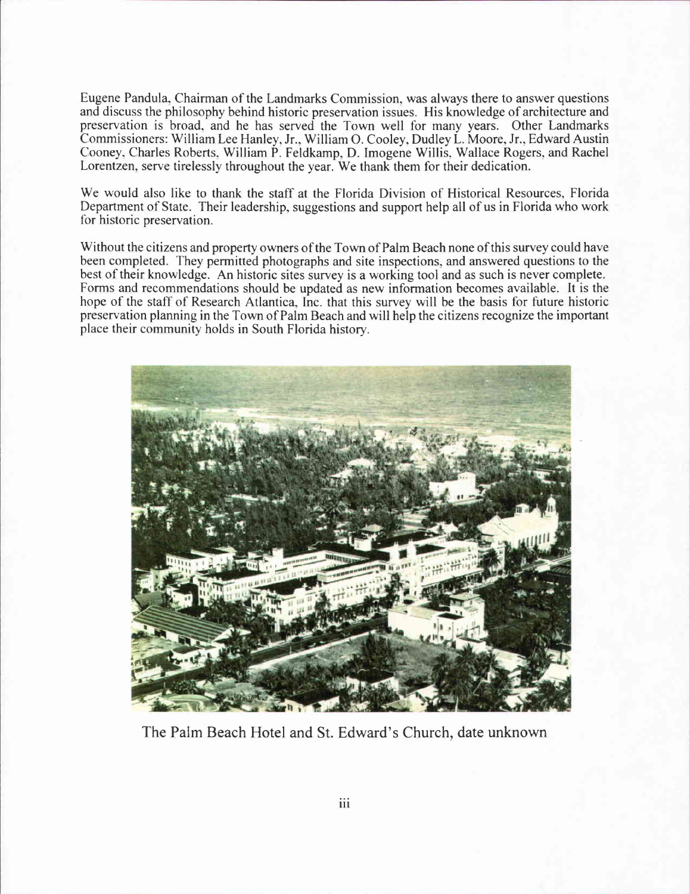Eugene Pandula, Chairman of the Landmarks Commission, was always there to answer questions and discuss the philosophy behind historic preservation issues. His knowledge of architecture and preservation is broad, and he has served the Town well for many years. Other Landmarks Commissioners: William Lee Hanley, Jr., William O. Cooley, Dudley L. Moore, Jr., Edward Austin Cooney, Charles Roberts, William P. Feldkamp, D. Imogene Willis, Wallace Rogers, and Rachel Lorentzen, serve tirelessly throughout the year. We thank them for their dedication.

We would also like to thank the staff at the Florida Division of Historical Resources, Florida Department of State. Their leadership, suggestions and support help all of us in Florida who work for historic preservation.

Without the citizens and property owners of the Town of Palm Beach none of this survey could have been completed. They permitted photographs and site inspections, and answered questions to the best of their knowledge. An historic sites survey is a working tool and as such is never complete. Forms and recommendations should be updated as new information becomes available. It is the hope of the staff of Research Atlantica, Inc. that this survey will be the basis for future historic preservation planning in the Town of Palm Beach and will help the citizens recognize the important place their community holds in South Florida history.

The Palm Beach Hotel and St. Edward's Church, date unknown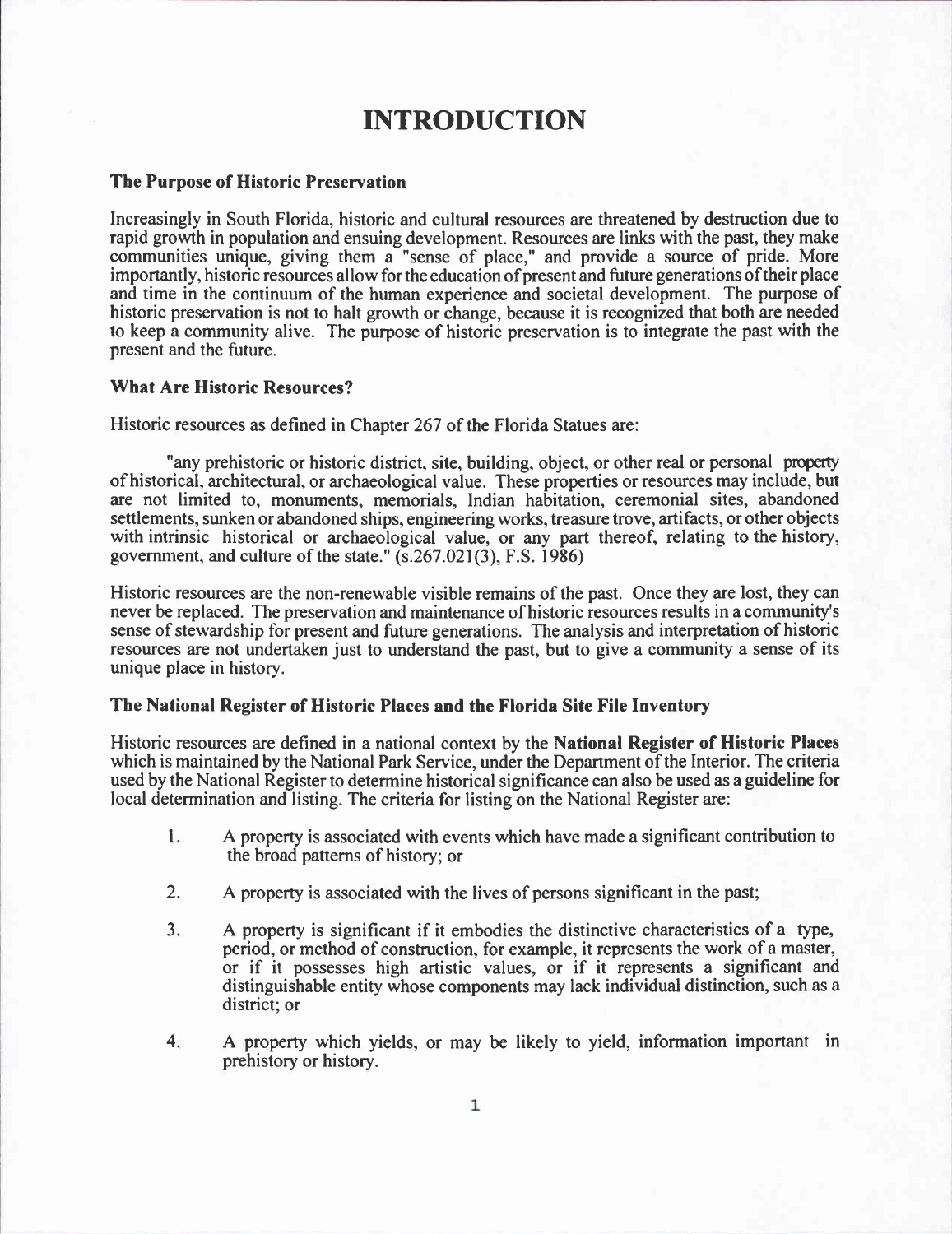# INTRODUCTION

### The Purpose of Historic Preservation

Increasingly in South Florida, historic and cultural resources are threatened by destruction due to rapid growth in population and ensuing development. Resources are links with the past, they make communities unique, giving them a "sense of place," and provide a source of pride. More importantly, historic resources allow for the education of present and future generations of their place and time in the continuum of the human experience and societal development. The purpose of historic preservation is not to halt growth or change, because it is recognized that both are needed to keep a community alive. The purpose of historic preservation is to integrate the past with the present and the future.

### What Are Historic Resources?

Historic resources as defined in Chapter 267 of the Florida Statues are:

"any prehistoric or historic district, site, building, object, or other real or personal property of historical, architectural, or archaeological value. These properties or resources may include, but are not limited to, monuments, memorials, Indian habitation, ceremonial sites, abandoned settlements, sunken or abandoned ships, engineering works, treasure trove, artifacts, or other objects with intrinsic historical or archaeological value, or any part thereof, relating to the history, government, and culture of the state." (s.267.021(3), F.S. 1986)

Historic resources are the non-renewable visible remains of the past. Once they are lost, they can never be replaced. The preservation and maintenance of historic resources results in a community's sense of stewardship for present and future generations. The analysis and interpretation of historic resources are not undertaken just to understand the past, but to give a community a sense of its unique place in history.

### The National Register of Historic Places and the Florida Site File Inventory

Historic resources are defined in a national context by the **National Register of Historic Places** which is maintained by the National Park Service, under the Department of the Interior. The criteria used by the National Register to determine historical significance can also be used as a guideline for local determination and listing. The criteria for listing on the National Register are:

1. A property is associated with events which have made a significant contribution to the broad patterns of history; or

2. A property is associated with the lives of persons significant in the past;

3. A property is significant if it embodies the distinctive characteristics of a type, period, or method of construction, for example, it represents the work of a master, or if it possesses high artistic values, or if it represents a significant and distinguishable entity whose components may lack individual distinction, such as a district; or

4. A property which yields, or may be likely to yield, information important in prehistory or history.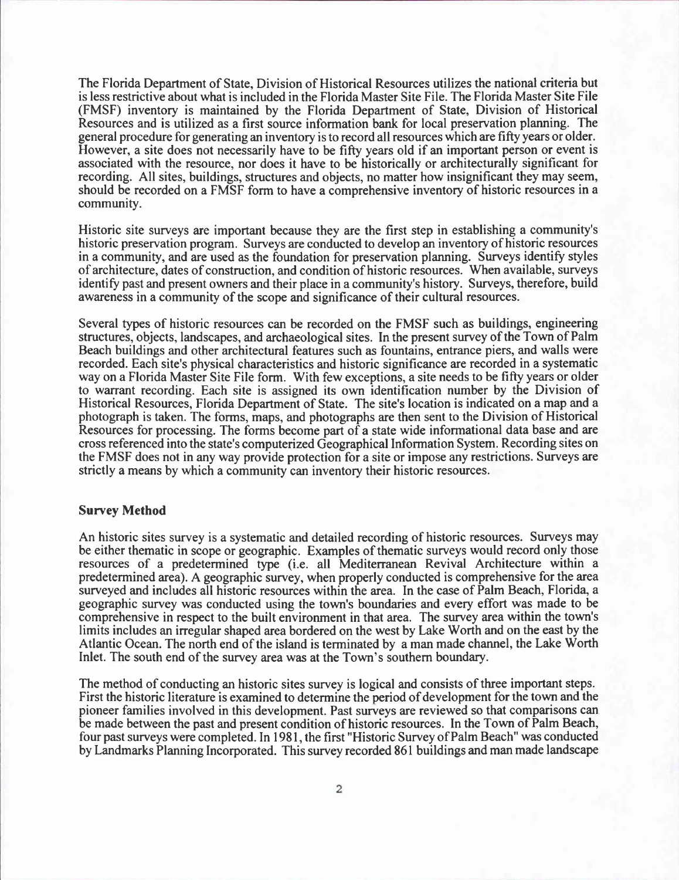The Florida Department of State, Division of Historical Resources utilizes the national criteria but is less restrictive about what is included in the Florida Master Site File. The Florida Master Site File (FMSF) inventory is maintained by the Florida Department of State, Division of Historical Resources and is utilized as a first source information bank for local preservation planning. The general procedure for generating an inventory is to record all resources which are fifty years or older. However, a site does not necessarily have to be fifty years old if an important person or event is associated with the resource, nor does it have to be historically or architecturally significant for recording. All sites, buildings, structures and objects, no matter how insignificant they may seem, should be recorded on a FMSF form to have a comprehensive inventory of historic resources in a community.

Historic site surveys are important because they are the first step in establishing a community's historic preservation program. Surveys are conducted to develop an inventory of historic resources in a community, and are used as the foundation for preservation planning. Surveys identify styles of architecture, dates of construction, and condition of historic resources. When available, surveys identify past and present owners and their place in a community's history. Surveys, therefore, build awareness in a community of the scope and significance of their cultural resources.

Several types of historic resources can be recorded on the FMSF such as buildings, engineering structures, objects, landscapes, and archaeological sites. In the present survey of the Town of Palm Beach buildings and other architectural features such as fountains, entrance piers, and walls were recorded. Each site's physical characteristics and historic significance are recorded in a systematic way on a Florida Master Site File form. With few exceptions, a site needs to be fifty years or older to warrant recording. Each site is assigned its own identification number by the Division of Historical Resources, Florida Department of State. The site's location is indicated on a map and a photograph is taken. The forms, maps, and photographs are then sent to the Division of Historical Resources for processing. The forms become part of a state wide informational data base and are cross referenced into the state's computerized Geographical Information System. Recording sites on the FMSF does not in any way provide protection for a site or impose any restrictions. Surveys are strictly a means by which a community can inventory their historic resources.

## Survey Method

An historic sites survey is a systematic and detailed recording of historic resources. Surveys may be either thematic in scope or geographic. Examples of thematic surveys would record only those resources of a predetermined type (i.e. all Mediterranean Revival Architecture within a predetermined area). A geographic survey, when properly conducted is comprehensive for the area surveyed and includes all historic resources within the area. In the case of Palm Beach, Florida, a geographic survey was conducted using the town's boundaries and every effort was made to be comprehensive in respect to the built environment in that area. The survey area within the town's limits includes an irregular shaped area bordered on the west by Lake Worth and on the east by the Atlantic Ocean. The north end of the island is terminated by a man made channel, the Lake Worth Inlet. The south end of the survey area was at the Town's southern boundary.

The method of conducting an historic sites survey is logical and consists of three important steps. First the historic literature is examined to determine the period of development for the town and the pioneer families involved in this development. Past surveys are reviewed so that comparisons can be made between the past and present condition of historic resources. In the Town of Palm Beach, four past surveys were completed. In 1981, the first "Historic Survey of Palm Beach" was conducted by Landmarks Planning Incorporated. This survey recorded 861 buildings and man made landscape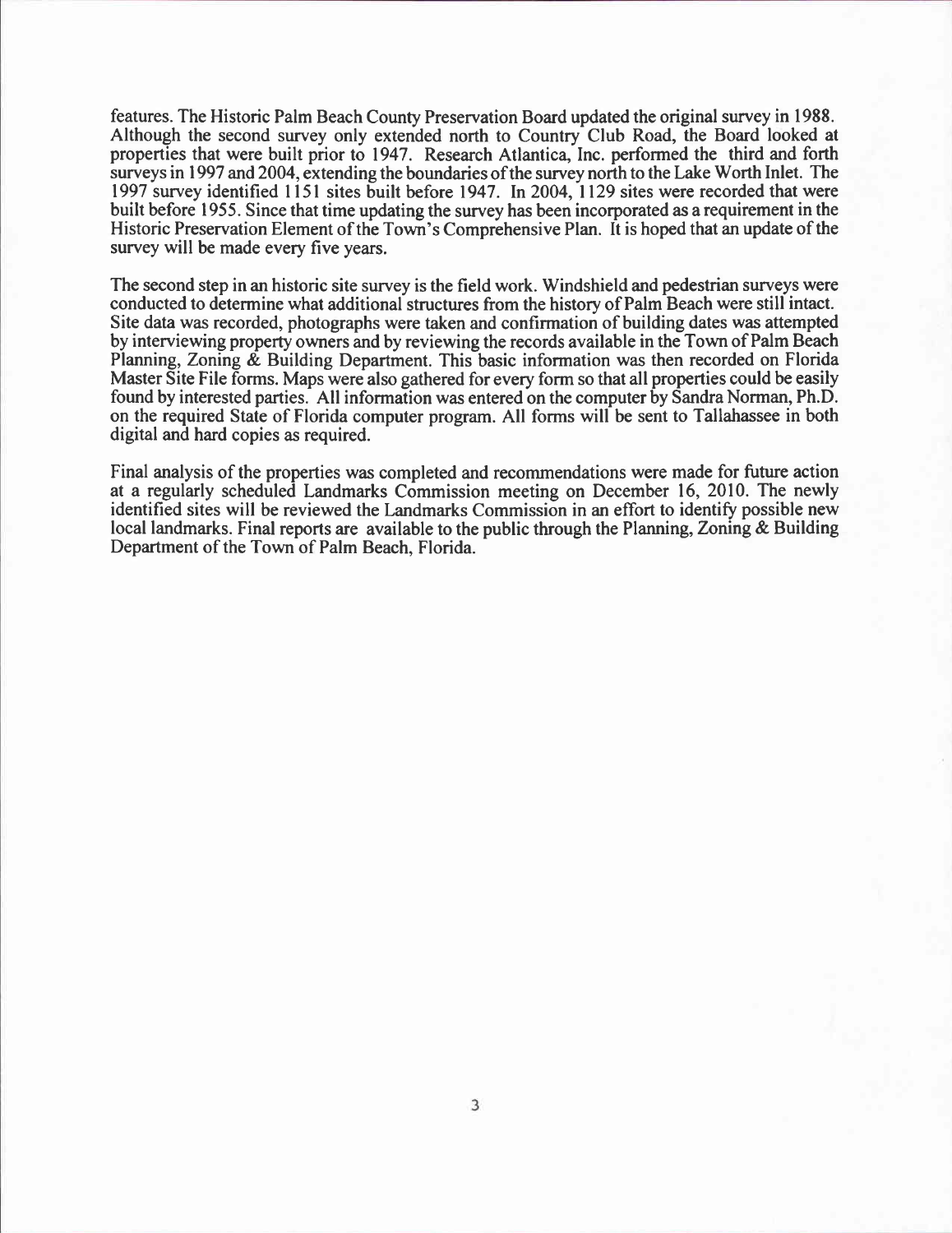features. The Historic Palm Beach County Preservation Board updated the original survey in 1988. Although the second survey only extended north to Country Club Road, the Board looked at properties that were built prior to 1947. Research Atlantica, Inc. performed the third and forth surveys in 1997 and 2004, extending the boundaries of the survey north to the Lake Worth Inlet. The 1997 survey identified 1151 sites built before 1947. In 2004, 1129 sites were recorded that were built before 1955. Since that time updating the survey has been incorporated as a requirement in the Historic Preservation Element of the Town's Comprehensive Plan. It is hoped that an update of the survey will be made every five years.

The second step in an historic site survey is the field work. Windshield and pedestrian surveys were conducted to determine what additional structures from the history of Palm Beach were still intact. Site data was recorded, photographs were taken and confirmation of building dates was attempted by interviewing property owners and by reviewing the records available in the Town of Palm Beach Planning, Zoning & Building Department. This basic information was then recorded on Florida Master Site File forms. Maps were also gathered for every form so that all properties could be easily found by interested parties. All information was entered on the computer by Sandra Norman, Ph.D. on the required State of Florida computer program. All forms will be sent to Tallahassee in both digital and hard copies as required.

Final analysis of the properties was completed and recommendations were made for future action at a regularly scheduled Landmarks Commission meeting on December 16, 2010. The newly identified sites will be reviewed the Landmarks Commission in an effort to identify possible new local landmarks. Final reports are available to the public through the Planning, Zoning & Building Department of the Town of Palm Beach, Florida.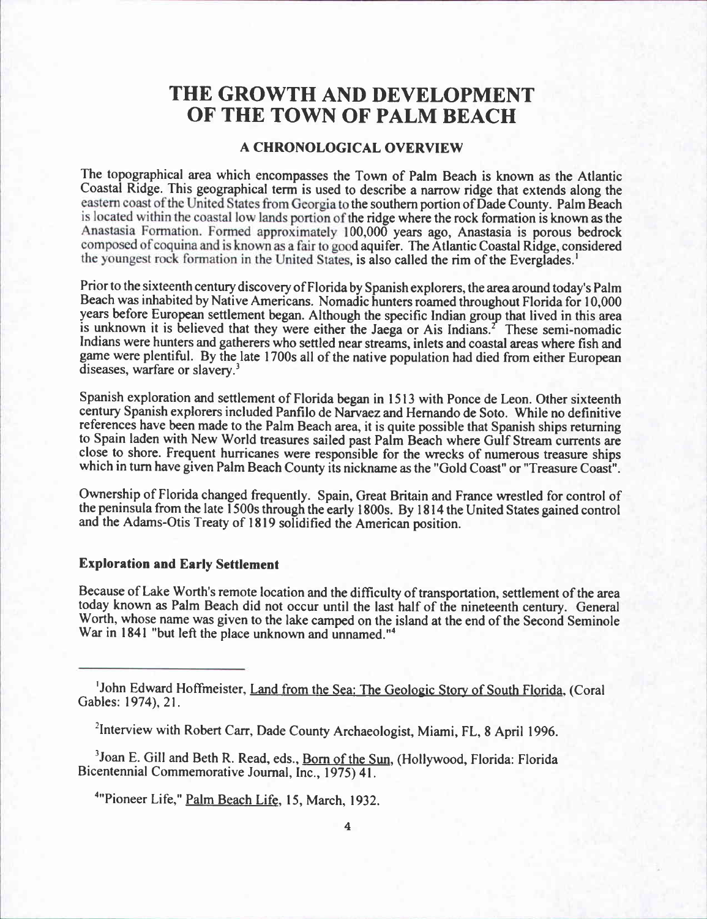# THE GROWTH AND DEVELOPMENT OF THE TOWN OF PALM BEACH

## A CHRONOLOGICAL OVERVIEW

The topographical area which encompasses the Town of Palm Beach is known as the Atlantic Coastal Ridge. This geographical term is used to describe a narrow ridge that extends along the eastern coast of the United States from Georgia to the southern portion of Dade County. Palm Beach is located within the coastal low lands portion of the ridge where the rock formation is known as the Anastasia Formation. Formed approximately 100,000 years ago, Anastasia is porous bedrock composed of coquina and is known as a fair to good aquifer. The Atlantic Coastal Ridge, considered the youngest rock formation in the United States, is also called the rim of the Everglades.[1]

Prior to the sixteenth century discovery of Florida by Spanish explorers, the area around today's Palm Beach was inhabited by Native Americans. Nomadic hunters roamed throughout Florida for 10,000 years before European settlement began. Although the specific Indian group that lived in this area is unknown it is believed that they were either the Jaega or Ais Indians.[2] These semi-nomadic Indians were hunters and gatherers who settled near streams, inlets and coastal areas where fish and game were plentiful. By the late 1700s all of the native population had died from either European diseases, warfare or slavery.[3]

Spanish exploration and settlement of Florida began in 1513 with Ponce de Leon. Other sixteenth century Spanish explorers included Panfilo de Narvaez and Hernando de Soto. While no definitive references have been made to the Palm Beach area, it is quite possible that Spanish ships returning to Spain laden with New World treasures sailed past Palm Beach where Gulf Stream currents are close to shore. Frequent hurricanes were responsible for the wrecks of numerous treasure ships which in turn have given Palm Beach County its nickname as the "Gold Coast" or "Treasure Coast".

Ownership of Florida changed frequently. Spain, Great Britain and France wrestled for control of the peninsula from the late 1500s through the early 1800s. By 1814 the United States gained control and the Adams-Otis Treaty of 1819 solidified the American position.

### Exploration and Early Settlement

Because of Lake Worth's remote location and the difficulty of transportation, settlement of the area today known as Palm Beach did not occur until the last half of the nineteenth century. General Worth, whose name was given to the lake camped on the island at the end of the Second Seminole War in 1841 "but left the place unknown and unnamed."[4]

---

[1] John Edward Hoffmeister, Land from the Sea: The Geologic Story of South Florida, (Coral Gables: 1974), 21.

[2] Interview with Robert Carr, Dade County Archaeologist, Miami, FL, 8 April 1996.

[3] Joan E. Gill and Beth R. Read, eds., Born of the Sun, (Hollywood, Florida: Florida Bicentennial Commemorative Journal, Inc., 1975) 41.

[4] "Pioneer Life," Palm Beach Life, 15, March, 1932.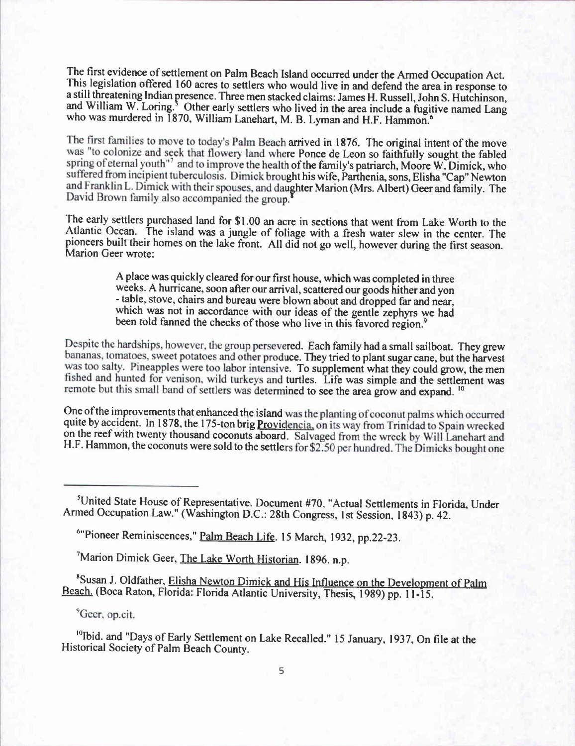The first evidence of settlement on Palm Beach Island occurred under the Armed Occupation Act. This legislation offered 160 acres to settlers who would live in and defend the area in response to a still threatening Indian presence. Three men stacked claims: James H. Russell, John S. Hutchinson, and William W. Loring.[5] Other early settlers who lived in the area include a fugitive named Lang who was murdered in 1870, William Lanehart, M. B. Lyman and H.F. Hammon.[6]

The first families to move to today's Palm Beach arrived in 1876. The original intent of the move was "to colonize and seek that flowery land where Ponce de Leon so faithfully sought the fabled spring of eternal youth"[7] and to improve the health of the family's patriarch, Moore W. Dimick, who suffered from incipient tuberculosis. Dimick brought his wife, Parthenia, sons, Elisha "Cap" Newton and Franklin L. Dimick with their spouses, and daughter Marion (Mrs. Albert) Geer and family. The David Brown family also accompanied the group.[8]

The early settlers purchased land for $1.00 an acre in sections that went from Lake Worth to the Atlantic Ocean. The island was a jungle of foliage with a fresh water slew in the center. The pioneers built their homes on the lake front. All did not go well, however during the first season. Marion Geer wrote:

> A place was quickly cleared for our first house, which was completed in three weeks. A hurricane, soon after our arrival, scattered our goods hither and yon - table, stove, chairs and bureau were blown about and dropped far and near, which was not in accordance with our ideas of the gentle zephyrs we had been told fanned the checks of those who live in this favored region.[9]

Despite the hardships, however, the group persevered. Each family had a small sailboat. They grew bananas, tomatoes, sweet potatoes and other produce. They tried to plant sugar cane, but the harvest was too salty. Pineapples were too labor intensive. To supplement what they could grow, the men fished and hunted for venison, wild turkeys and turtles. Life was simple and the settlement was remote but this small band of settlers was determined to see the area grow and expand. [10]

One of the improvements that enhanced the island was the planting of coconut palms which occurred quite by accident. In 1878, the 175-ton brig Providencia, on its way from Trinidad to Spain wrecked on the reef with twenty thousand coconuts aboard. Salvaged from the wreck by Will Lanehart and H.F. Hammon, the coconuts were sold to the settlers for $2.50 per hundred. The Dimicks bought one

---

[5] United State House of Representative. Document #70, "Actual Settlements in Florida, Under Armed Occupation Law." (Washington D.C.: 28th Congress, 1st Session, 1843) p. 42.

[6] "Pioneer Reminiscences," Palm Beach Life. 15 March, 1932, pp.22-23.

[7] Marion Dimick Geer, The Lake Worth Historian. 1896. n.p.

[8] Susan J. Oldfather, Elisha Newton Dimick and His Influence on the Development of Palm Beach. (Boca Raton, Florida: Florida Atlantic University, Thesis, 1989) pp. 11-15.

[9] Geer, op.cit.

[10] Ibid. and "Days of Early Settlement on Lake Recalled." 15 January, 1937, On file at the Historical Society of Palm Beach County.